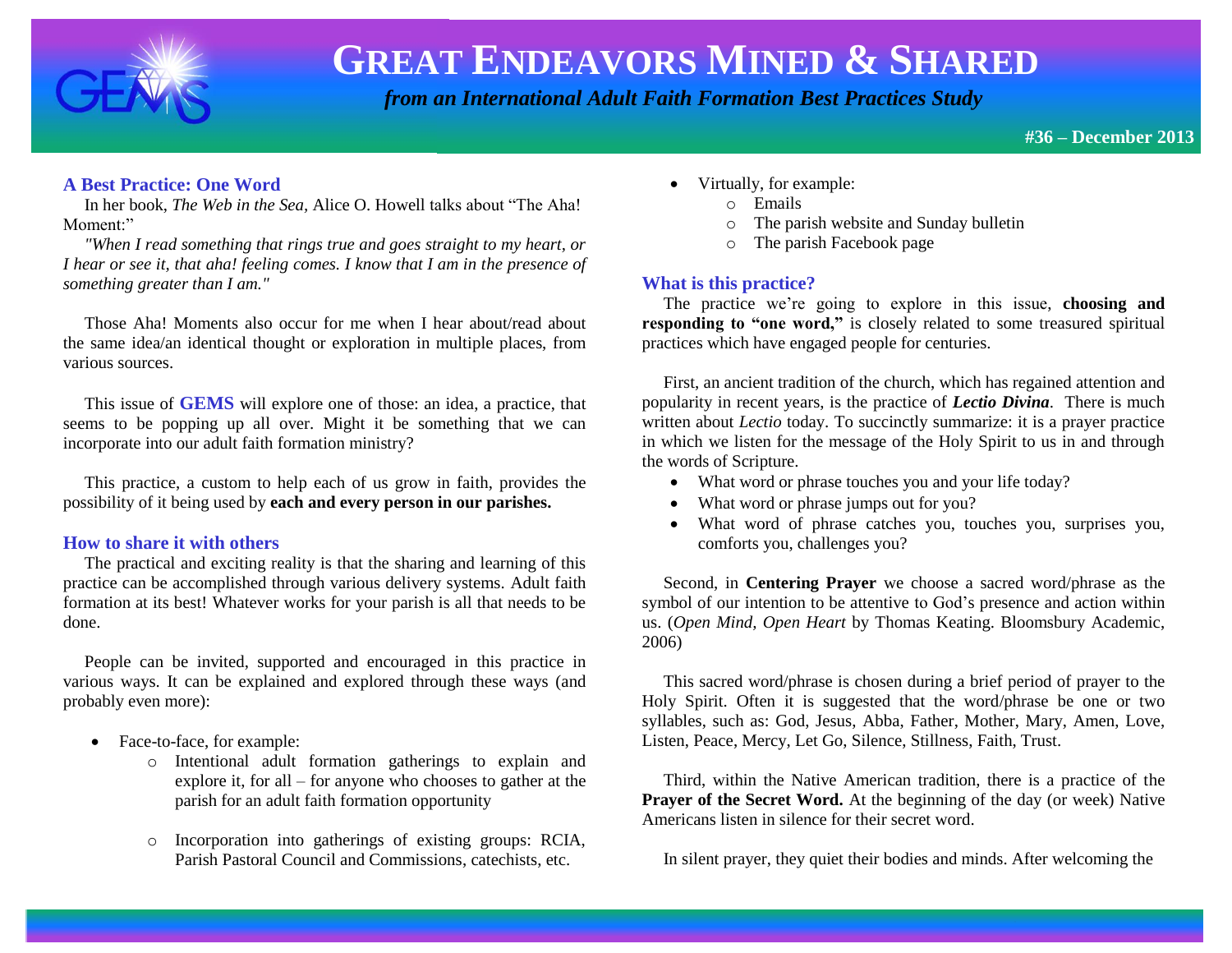# GREAT ENDEAVORS MINED & SHARED

*from an International Adult Faith Formation Best Practices Study*

**#36 – December 2013**

## A Best Practice: One Word

In her book, *The Web in the Sea*, Alice O. Howell talks about "The Aha! Moment:"

*"When I read something that rings true and goes straight to my heart, or I hear or see it, that aha! feeling comes. I know that I am in the presence of something greater than I am."*

Those Aha! Moments also occur for me when I hear about/read about the same idea/an identical thought or exploration in multiple places, from various sources.

This issue of **GEMS** will explore one of those: an idea, a practice, that seems to be popping up all over. Might it be something that we can incorporate into our adult faith formation ministry?

This practice, a custom to help each of us grow in faith, provides the possibility of it being used by **each and every person in our parishes.**

## How to share it with others

The practical and exciting reality is that the sharing and learning of this practice can be accomplished through various delivery systems. Adult faith formation at its best! Whatever works for your parish is all that needs to be done.

People can be invited, supported and encouraged in this practice in various ways. It can be explained and explored through these ways (and probably even more):

- Face-to-face, for example:
  - Intentional adult formation gatherings to explain and explore it, for all – for anyone who chooses to gather at the parish for an adult faith formation opportunity
  - Incorporation into gatherings of existing groups: RCIA, Parish Pastoral Council and Commissions, catechists, etc.
- Virtually, for example:
  - Emails
  - The parish website and Sunday bulletin
  - The parish Facebook page

## What is this practice?

The practice we're going to explore in this issue, **choosing and responding to "one word,"** is closely related to some treasured spiritual practices which have engaged people for centuries.

First, an ancient tradition of the church, which has regained attention and popularity in recent years, is the practice of ***Lectio Divina***. There is much written about *Lectio* today. To succinctly summarize: it is a prayer practice in which we listen for the message of the Holy Spirit to us in and through the words of Scripture.

- What word or phrase touches you and your life today?
- What word or phrase jumps out for you?
- What word of phrase catches you, touches you, surprises you, comforts you, challenges you?

Second, in **Centering Prayer** we choose a sacred word/phrase as the symbol of our intention to be attentive to God's presence and action within us. (*Open Mind, Open Heart* by Thomas Keating. Bloomsbury Academic, 2006)

This sacred word/phrase is chosen during a brief period of prayer to the Holy Spirit. Often it is suggested that the word/phrase be one or two syllables, such as: God, Jesus, Abba, Father, Mother, Mary, Amen, Love, Listen, Peace, Mercy, Let Go, Silence, Stillness, Faith, Trust.

Third, within the Native American tradition, there is a practice of the **Prayer of the Secret Word.** At the beginning of the day (or week) Native Americans listen in silence for their secret word.

In silent prayer, they quiet their bodies and minds. After welcoming the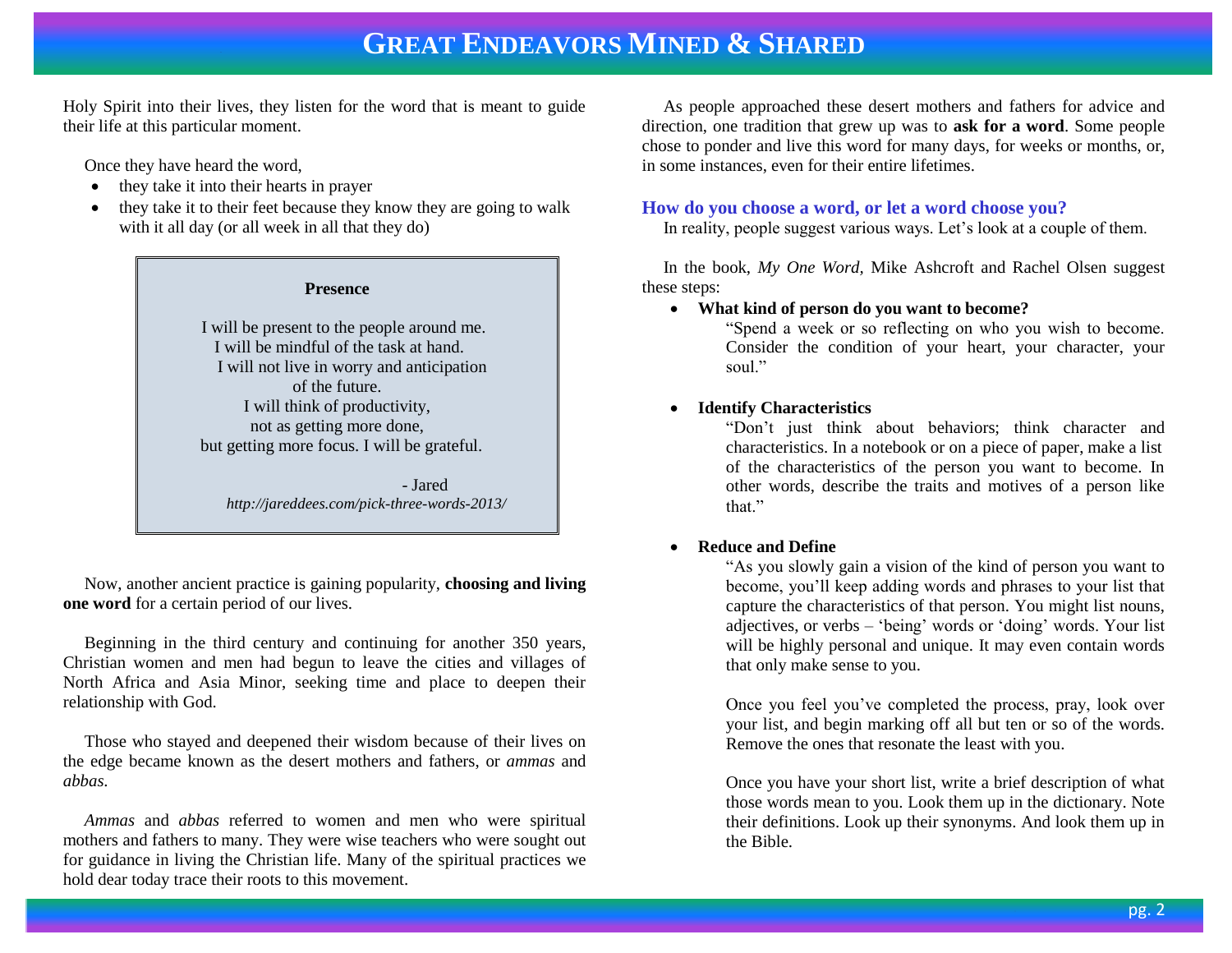Holy Spirit into their lives, they listen for the word that is meant to guide their life at this particular moment.

Once they have heard the word,

- they take it into their hearts in prayer
- they take it to their feet because they know they are going to walk with it all day (or all week in all that they do)

> **Presence**
>
> I will be present to the people around me.
> I will be mindful of the task at hand.
> I will not live in worry and anticipation of the future.
> I will think of productivity, not as getting more done, but getting more focus. I will be grateful.
>
> \- Jared
> *http://jareddees.com/pick-three-words-2013/*

Now, another ancient practice is gaining popularity, **choosing and living one word** for a certain period of our lives.

Beginning in the third century and continuing for another 350 years, Christian women and men had begun to leave the cities and villages of North Africa and Asia Minor, seeking time and place to deepen their relationship with God.

Those who stayed and deepened their wisdom because of their lives on the edge became known as the desert mothers and fathers, or *ammas* and *abbas*.

*Ammas* and *abbas* referred to women and men who were spiritual mothers and fathers to many. They were wise teachers who were sought out for guidance in living the Christian life. Many of the spiritual practices we hold dear today trace their roots to this movement.

As people approached these desert mothers and fathers for advice and direction, one tradition that grew up was to **ask for a word**. Some people chose to ponder and live this word for many days, for weeks or months, or, in some instances, even for their entire lifetimes.

### How do you choose a word, or let a word choose you?

In reality, people suggest various ways. Let's look at a couple of them.

In the book, *My One Word*, Mike Ashcroft and Rachel Olsen suggest these steps:

- **What kind of person do you want to become?**

  "Spend a week or so reflecting on who you wish to become. Consider the condition of your heart, your character, your soul."

- **Identify Characteristics**

  "Don't just think about behaviors; think character and characteristics. In a notebook or on a piece of paper, make a list of the characteristics of the person you want to become. In other words, describe the traits and motives of a person like that."

- **Reduce and Define**

  "As you slowly gain a vision of the kind of person you want to become, you'll keep adding words and phrases to your list that capture the characteristics of that person. You might list nouns, adjectives, or verbs – 'being' words or 'doing' words. Your list will be highly personal and unique. It may even contain words that only make sense to you.

  Once you feel you've completed the process, pray, look over your list, and begin marking off all but ten or so of the words. Remove the ones that resonate the least with you.

  Once you have your short list, write a brief description of what those words mean to you. Look them up in the dictionary. Note their definitions. Look up their synonyms. And look them up in the Bible.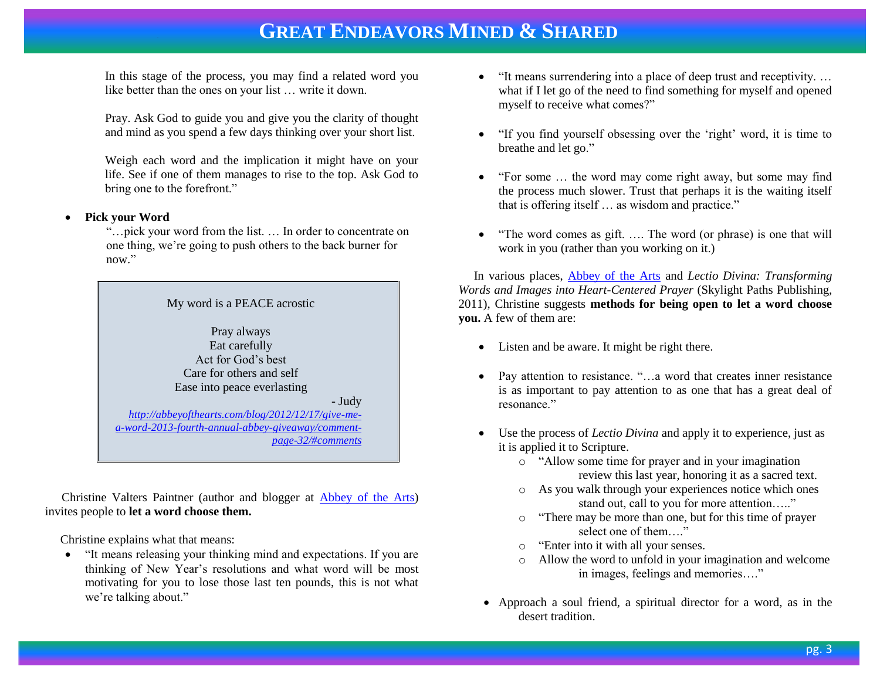In this stage of the process, you may find a related word you like better than the ones on your list … write it down.

Pray. Ask God to guide you and give you the clarity of thought and mind as you spend a few days thinking over your short list.

Weigh each word and the implication it might have on your life. See if one of them manages to rise to the top. Ask God to bring one to the forefront."

- **Pick your Word**
  "…pick your word from the list. … In order to concentrate on one thing, we're going to push others to the back burner for now."

> My word is a PEACE acrostic
>
> Pray always
> Eat carefully
> Act for God's best
> Care for others and self
> Ease into peace everlasting
>
> \- Judy
>
> *http://abbeyofthearts.com/blog/2012/12/17/give-me-a-word-2013-fourth-annual-abbey-giveaway/comment-page-32/#comments*

Christine Valters Paintner (author and blogger at Abbey of the Arts) invites people to **let a word choose them.**

Christine explains what that means:

- "It means releasing your thinking mind and expectations. If you are thinking of New Year's resolutions and what word will be most motivating for you to lose those last ten pounds, this is not what we're talking about."
- "It means surrendering into a place of deep trust and receptivity. … what if I let go of the need to find something for myself and opened myself to receive what comes?"
- "If you find yourself obsessing over the 'right' word, it is time to breathe and let go."
- "For some … the word may come right away, but some may find the process much slower. Trust that perhaps it is the waiting itself that is offering itself … as wisdom and practice."
- "The word comes as gift. …. The word (or phrase) is one that will work in you (rather than you working on it.)

In various places, Abbey of the Arts and *Lectio Divina: Transforming Words and Images into Heart-Centered Prayer* (Skylight Paths Publishing, 2011), Christine suggests **methods for being open to let a word choose you.** A few of them are:

- Listen and be aware. It might be right there.
- Pay attention to resistance. "…a word that creates inner resistance is as important to pay attention to as one that has a great deal of resonance."
- Use the process of *Lectio Divina* and apply it to experience, just as it is applied it to Scripture.
  - "Allow some time for prayer and in your imagination review this last year, honoring it as a sacred text.
  - As you walk through your experiences notice which ones stand out, call to you for more attention….."
  - "There may be more than one, but for this time of prayer select one of them…."
  - "Enter into it with all your senses.
  - Allow the word to unfold in your imagination and welcome in images, feelings and memories…."
- Approach a soul friend, a spiritual director for a word, as in the desert tradition.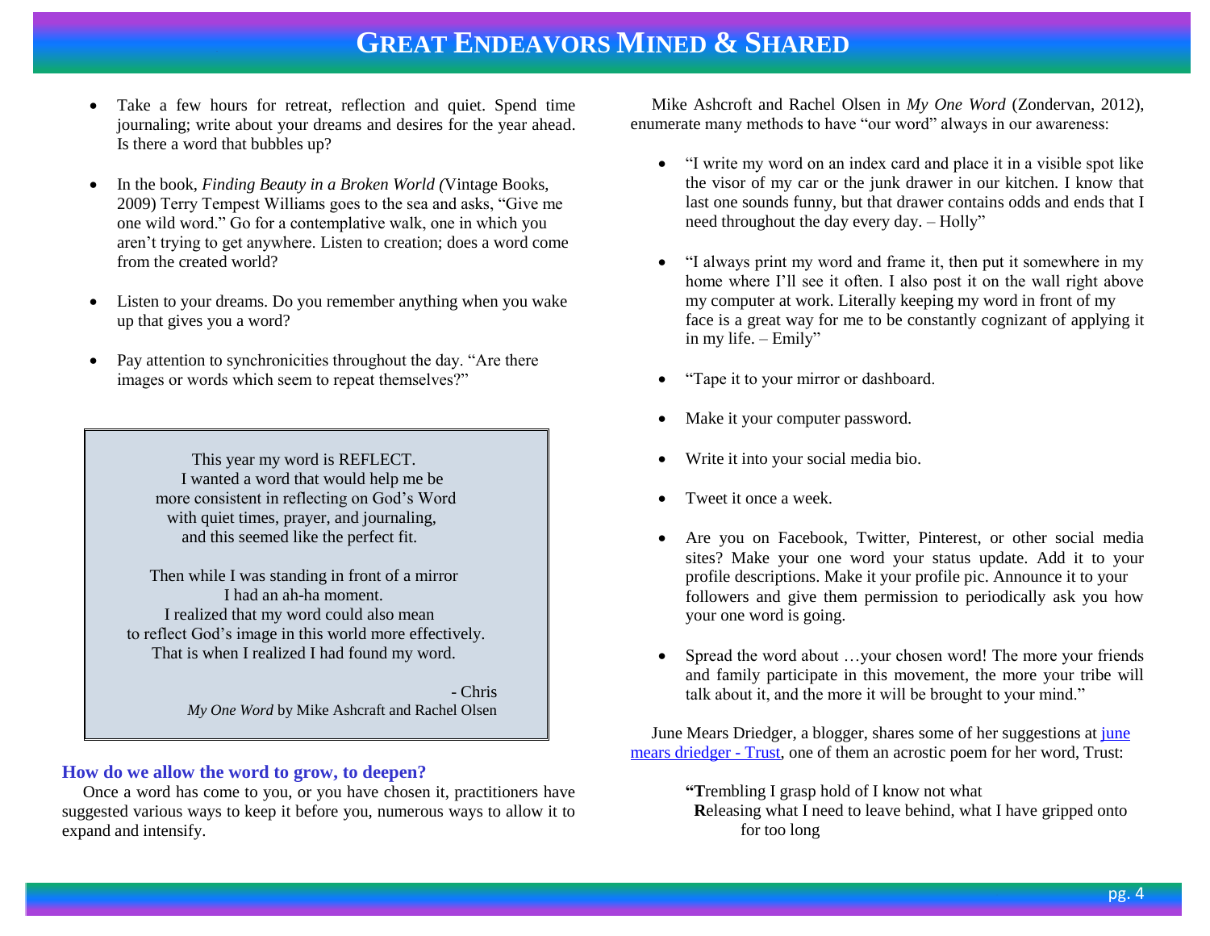- Take a few hours for retreat, reflection and quiet. Spend time journaling; write about your dreams and desires for the year ahead. Is there a word that bubbles up?

- In the book, *Finding Beauty in a Broken World (*Vintage Books, 2009) Terry Tempest Williams goes to the sea and asks, "Give me one wild word." Go for a contemplative walk, one in which you aren't trying to get anywhere. Listen to creation; does a word come from the created world?

- Listen to your dreams. Do you remember anything when you wake up that gives you a word?

- Pay attention to synchronicities throughout the day. "Are there images or words which seem to repeat themselves?"

> This year my word is REFLECT.
> I wanted a word that would help me be
> more consistent in reflecting on God's Word
> with quiet times, prayer, and journaling,
> and this seemed like the perfect fit.
>
> Then while I was standing in front of a mirror
> I had an ah-ha moment.
> I realized that my word could also mean
> to reflect God's image in this world more effectively.
> That is when I realized I had found my word.
>
> \- Chris
> *My One Word* by Mike Ashcraft and Rachel Olsen

### How do we allow the word to grow, to deepen?

Once a word has come to you, or you have chosen it, practitioners have suggested various ways to keep it before you, numerous ways to allow it to expand and intensify.

Mike Ashcroft and Rachel Olsen in *My One Word* (Zondervan, 2012), enumerate many methods to have "our word" always in our awareness:

- "I write my word on an index card and place it in a visible spot like the visor of my car or the junk drawer in our kitchen. I know that last one sounds funny, but that drawer contains odds and ends that I need throughout the day every day. – Holly"

- "I always print my word and frame it, then put it somewhere in my home where I'll see it often. I also post it on the wall right above my computer at work. Literally keeping my word in front of my face is a great way for me to be constantly cognizant of applying it in my life. – Emily"

- "Tape it to your mirror or dashboard.

- Make it your computer password.

- Write it into your social media bio.

- Tweet it once a week.

- Are you on Facebook, Twitter, Pinterest, or other social media sites? Make your one word your status update. Add it to your profile descriptions. Make it your profile pic. Announce it to your followers and give them permission to periodically ask you how your one word is going.

- Spread the word about …your chosen word! The more your friends and family participate in this movement, the more your tribe will talk about it, and the more it will be brought to your mind."

June Mears Driedger, a blogger, shares some of her suggestions at [june mears driedger - Trust](), one of them an acrostic poem for her word, Trust:

> **"T**rembling I grasp hold of I know not what
> **R**eleasing what I need to leave behind, what I have gripped onto for too long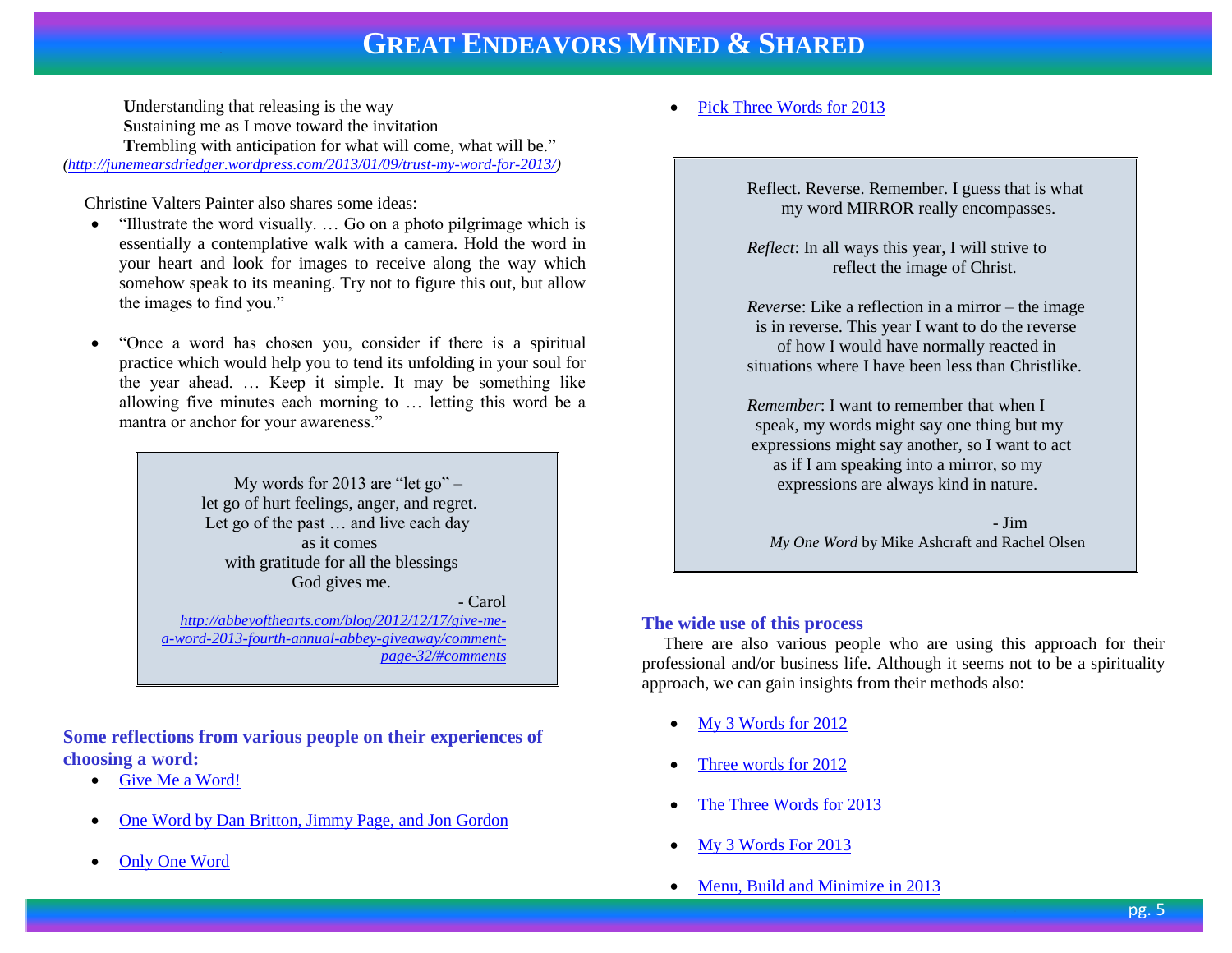**U**nderstanding that releasing is the way
**S**ustaining me as I move toward the invitation
**T**rembling with anticipation for what will come, what will be."
*(http://junemearsdriedger.wordpress.com/2013/01/09/trust-my-word-for-2013/)*

Christine Valters Painter also shares some ideas:

- "Illustrate the word visually. … Go on a photo pilgrimage which is essentially a contemplative walk with a camera. Hold the word in your heart and look for images to receive along the way which somehow speak to its meaning. Try not to figure this out, but allow the images to find you."

- "Once a word has chosen you, consider if there is a spiritual practice which would help you to tend its unfolding in your soul for the year ahead. … Keep it simple. It may be something like allowing five minutes each morning to … letting this word be a mantra or anchor for your awareness."

> My words for 2013 are "let go" –
> let go of hurt feelings, anger, and regret.
> Let go of the past … and live each day
> as it comes
> with gratitude for all the blessings
> God gives me.
>
> \- Carol
>
> *http://abbeyofthearts.com/blog/2012/12/17/give-me-a-word-2013-fourth-annual-abbey-giveaway/comment-page-32/#comments*

### Some reflections from various people on their experiences of choosing a word:

- Give Me a Word!
- One Word by Dan Britton, Jimmy Page, and Jon Gordon
- Only One Word
- Pick Three Words for 2013

> Reflect. Reverse. Remember. I guess that is what my word MIRROR really encompasses.
>
> *Reflect*: In all ways this year, I will strive to reflect the image of Christ.
>
> *Reverse*: Like a reflection in a mirror – the image is in reverse. This year I want to do the reverse of how I would have normally reacted in situations where I have been less than Christlike.
>
> *Remember*: I want to remember that when I speak, my words might say one thing but my expressions might say another, so I want to act as if I am speaking into a mirror, so my expressions are always kind in nature.
>
> \- Jim
>
> *My One Word* by Mike Ashcraft and Rachel Olsen

### The wide use of this process

There are also various people who are using this approach for their professional and/or business life. Although it seems not to be a spirituality approach, we can gain insights from their methods also:

- My 3 Words for 2012
- Three words for 2012
- The Three Words for 2013
- My 3 Words For 2013
- Menu, Build and Minimize in 2013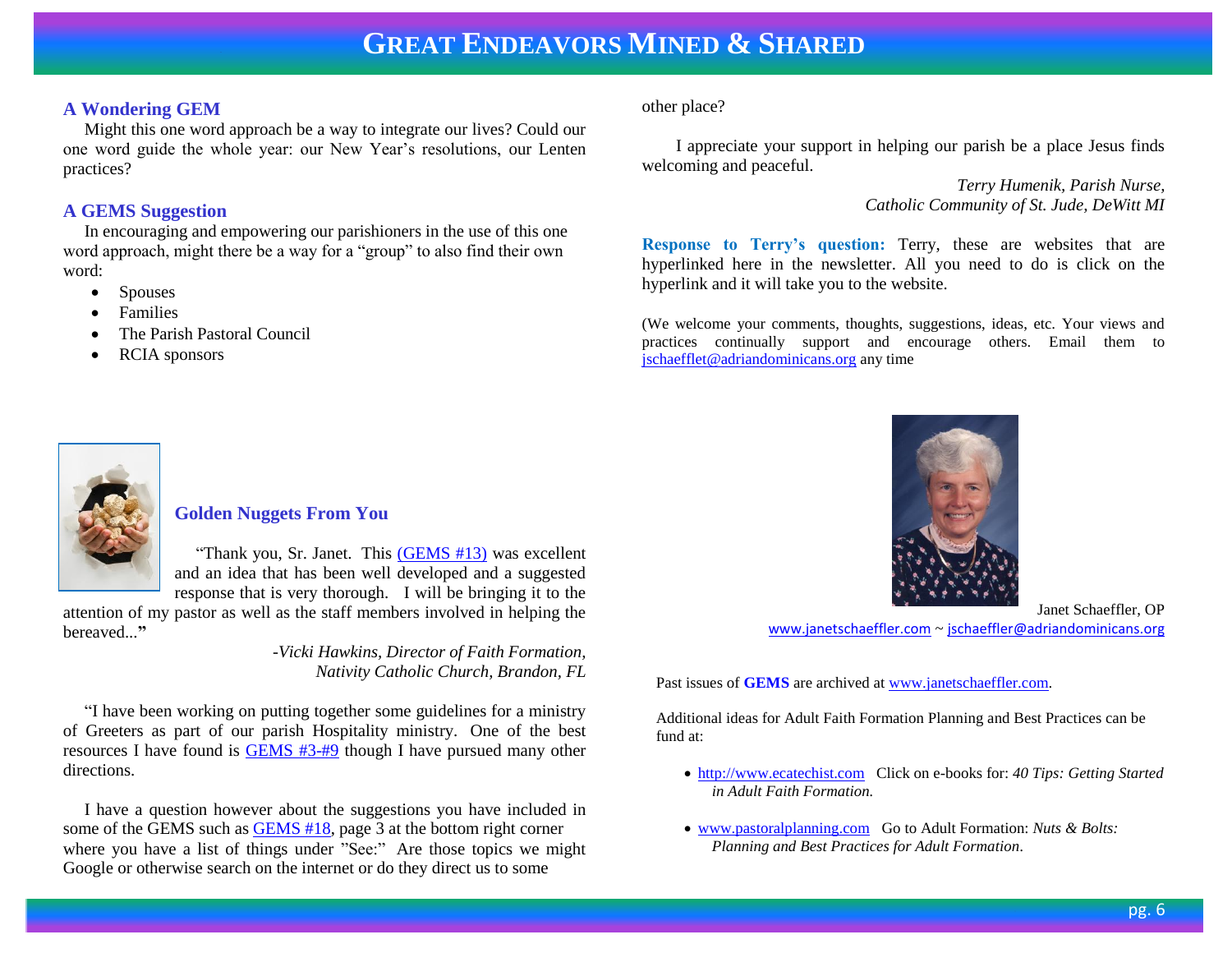### A Wondering GEM

Might this one word approach be a way to integrate our lives? Could our one word guide the whole year: our New Year's resolutions, our Lenten practices?

### A GEMS Suggestion

In encouraging and empowering our parishioners in the use of this one word approach, might there be a way for a "group" to also find their own word:

- Spouses
- Families
- The Parish Pastoral Council
- RCIA sponsors

### Golden Nuggets From You

"Thank you, Sr. Janet. This (GEMS #13) was excellent and an idea that has been well developed and a suggested response that is very thorough. I will be bringing it to the attention of my pastor as well as the staff members involved in helping the bereaved..."

*-Vicki Hawkins, Director of Faith Formation, Nativity Catholic Church, Brandon, FL*

"I have been working on putting together some guidelines for a ministry of Greeters as part of our parish Hospitality ministry. One of the best resources I have found is GEMS #3-#9 though I have pursued many other directions.

I have a question however about the suggestions you have included in some of the GEMS such as GEMS #18, page 3 at the bottom right corner where you have a list of things under "See:" Are those topics we might Google or otherwise search on the internet or do they direct us to some other place?

I appreciate your support in helping our parish be a place Jesus finds welcoming and peaceful.

*Terry Humenik, Parish Nurse, Catholic Community of St. Jude, DeWitt MI*

**Response to Terry's question:** Terry, these are websites that are hyperlinked here in the newsletter. All you need to do is click on the hyperlink and it will take you to the website.

(We welcome your comments, thoughts, suggestions, ideas, etc. Your views and practices continually support and encourage others. Email them to jschaefflet@adriandominicans.org any time

Janet Schaeffler, OP
www.janetschaeffler.com ~ jschaeffler@adriandominicans.org

Past issues of **GEMS** are archived at www.janetschaeffler.com.

Additional ideas for Adult Faith Formation Planning and Best Practices can be fund at:

- http://www.ecatechist.com Click on e-books for: *40 Tips: Getting Started in Adult Faith Formation.*
- www.pastoralplanning.com Go to Adult Formation: *Nuts & Bolts: Planning and Best Practices for Adult Formation*.